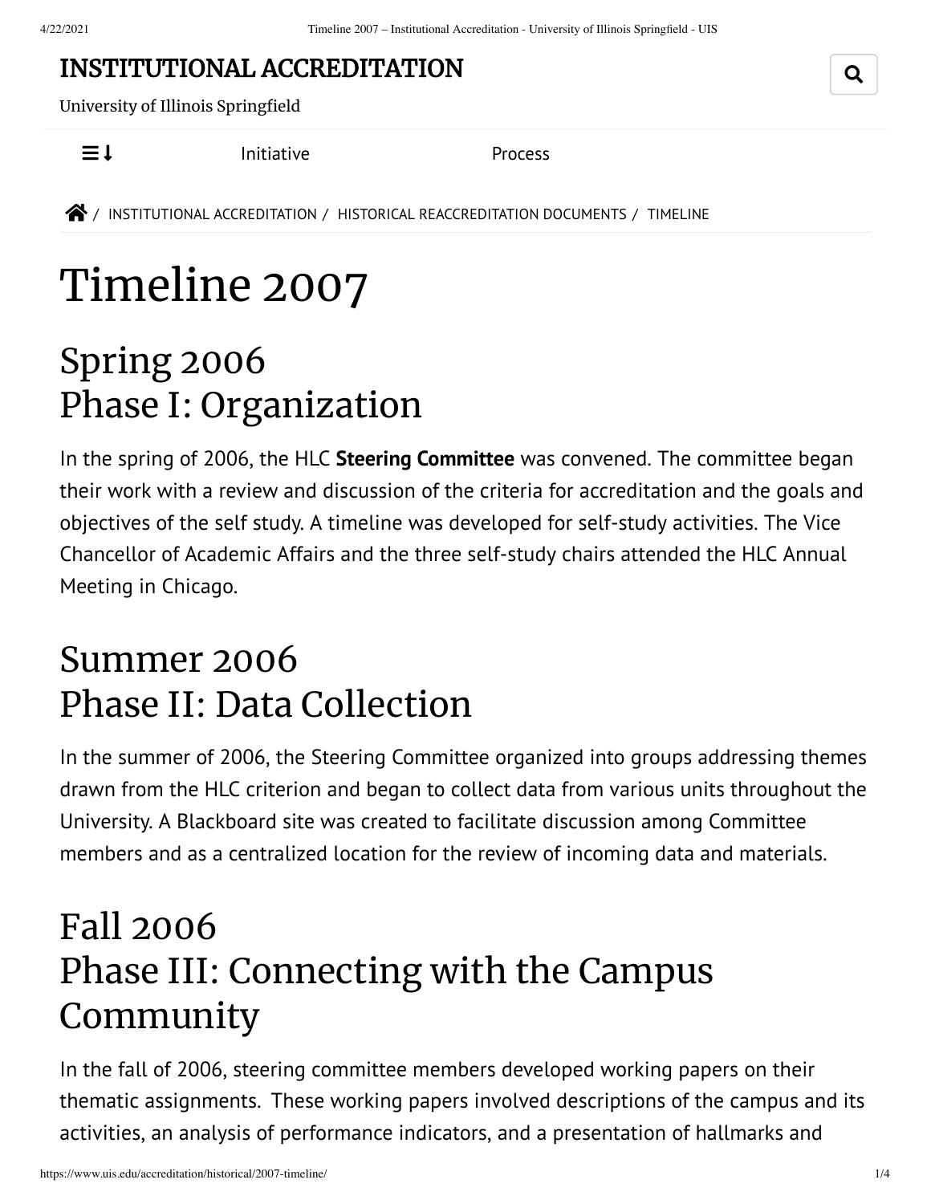# INSTITUTIONAL ACCREDITATION

University of Illinois Springfield

Initiative Process

/ INSTITUTIONAL ACCREDITATION / HISTORICAL REACCREDITATION DOCUMENTS / TIMELINE

# Timeline 2007

## Spring 2006
## Phase I: Organization

In the spring of 2006, the HLC **Steering Committee** was convened. The committee began their work with a review and discussion of the criteria for accreditation and the goals and objectives of the self study. A timeline was developed for self-study activities. The Vice Chancellor of Academic Affairs and the three self-study chairs attended the HLC Annual Meeting in Chicago.

## Summer 2006
## Phase II: Data Collection

In the summer of 2006, the Steering Committee organized into groups addressing themes drawn from the HLC criterion and began to collect data from various units throughout the University. A Blackboard site was created to facilitate discussion among Committee members and as a centralized location for the review of incoming data and materials.

## Fall 2006
## Phase III: Connecting with the Campus Community

In the fall of 2006, steering committee members developed working papers on their thematic assignments. These working papers involved descriptions of the campus and its activities, an analysis of performance indicators, and a presentation of hallmarks and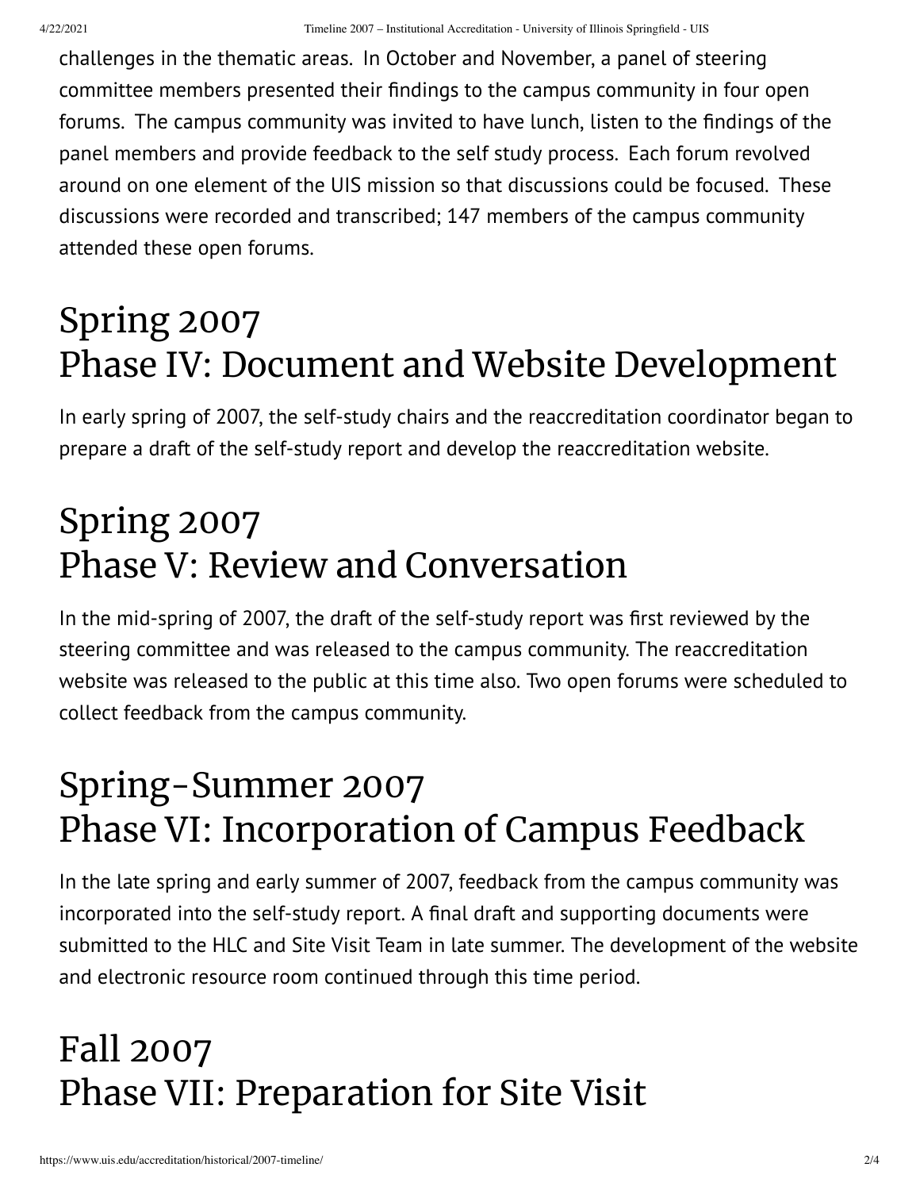challenges in the thematic areas. In October and November, a panel of steering committee members presented their findings to the campus community in four open forums. The campus community was invited to have lunch, listen to the findings of the panel members and provide feedback to the self study process. Each forum revolved around on one element of the UIS mission so that discussions could be focused. These discussions were recorded and transcribed; 147 members of the campus community attended these open forums.

## Spring 2007
## Phase IV: Document and Website Development

In early spring of 2007, the self-study chairs and the reaccreditation coordinator began to prepare a draft of the self-study report and develop the reaccreditation website.

## Spring 2007
## Phase V: Review and Conversation

In the mid-spring of 2007, the draft of the self-study report was first reviewed by the steering committee and was released to the campus community. The reaccreditation website was released to the public at this time also. Two open forums were scheduled to collect feedback from the campus community.

## Spring-Summer 2007
## Phase VI: Incorporation of Campus Feedback

In the late spring and early summer of 2007, feedback from the campus community was incorporated into the self-study report. A final draft and supporting documents were submitted to the HLC and Site Visit Team in late summer. The development of the website and electronic resource room continued through this time period.

## Fall 2007
## Phase VII: Preparation for Site Visit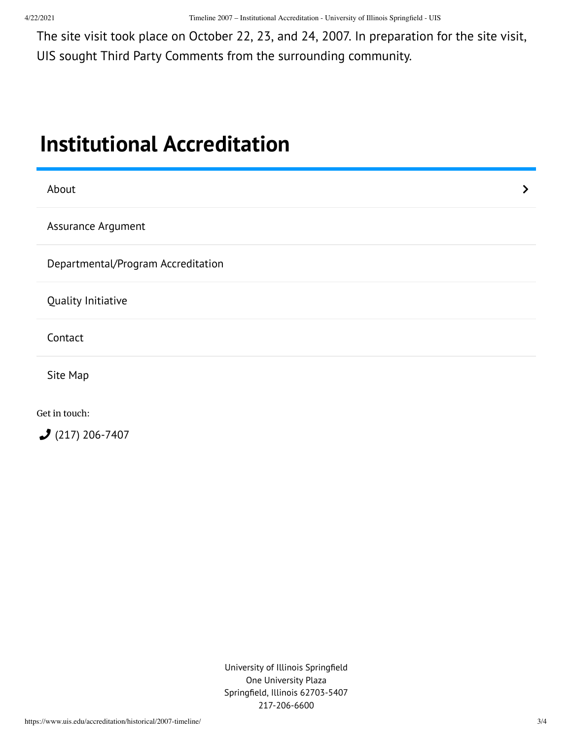The site visit took place on October 22, 23, and 24, 2007. In preparation for the site visit, UIS sought Third Party Comments from the surrounding community.

# Institutional Accreditation

- About
- Assurance Argument
- Departmental/Program Accreditation
- Quality Initiative
- Contact
- Site Map

Get in touch:

(217) 206-7407

University of Illinois Springfield
One University Plaza
Springfield, Illinois 62703-5407
217-206-6600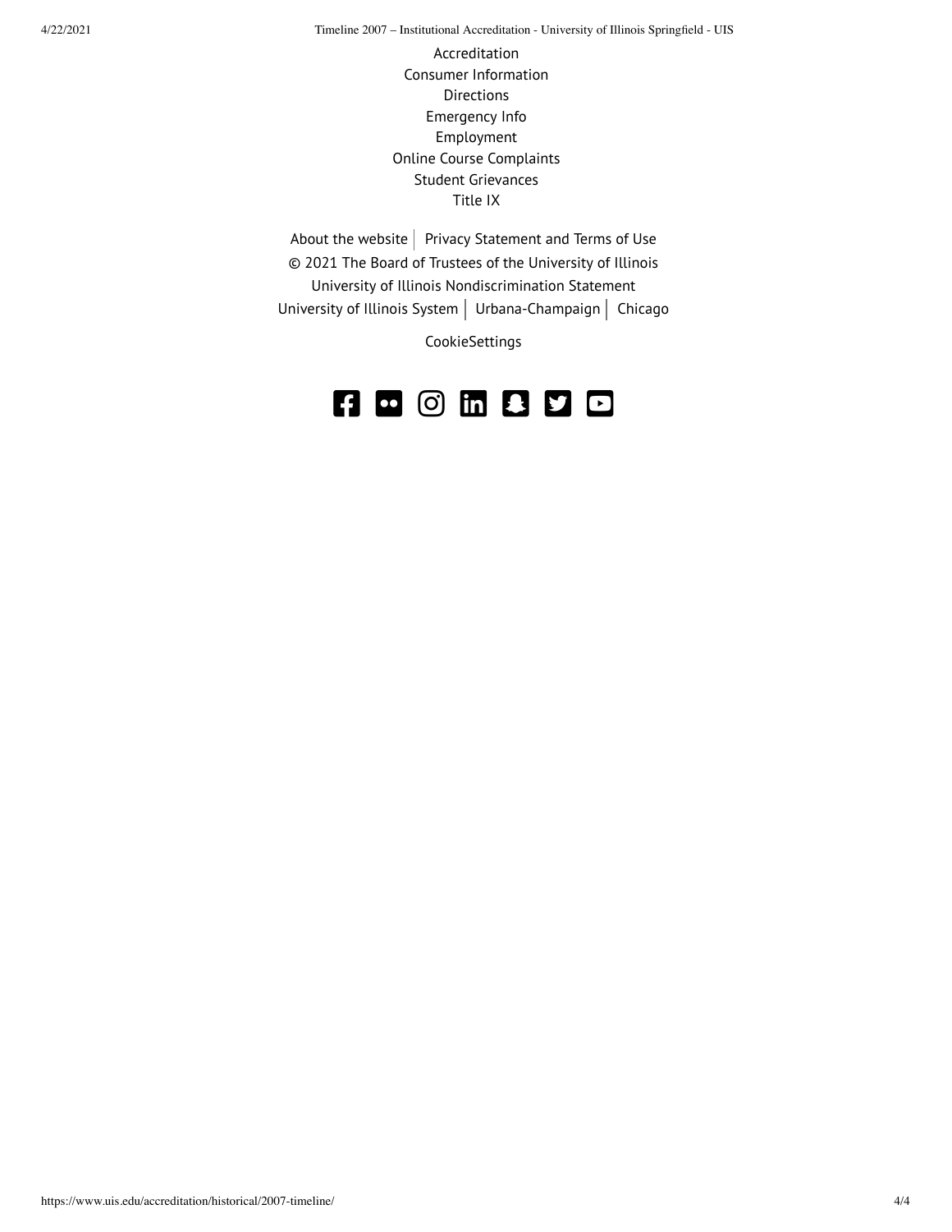Accreditation
Consumer Information
Directions
Emergency Info
Employment
Online Course Complaints
Student Grievances
Title IX

About the website | Privacy Statement and Terms of Use
© 2021 The Board of Trustees of the University of Illinois
University of Illinois Nondiscrimination Statement
University of Illinois System | Urbana-Champaign | Chicago

CookieSettings